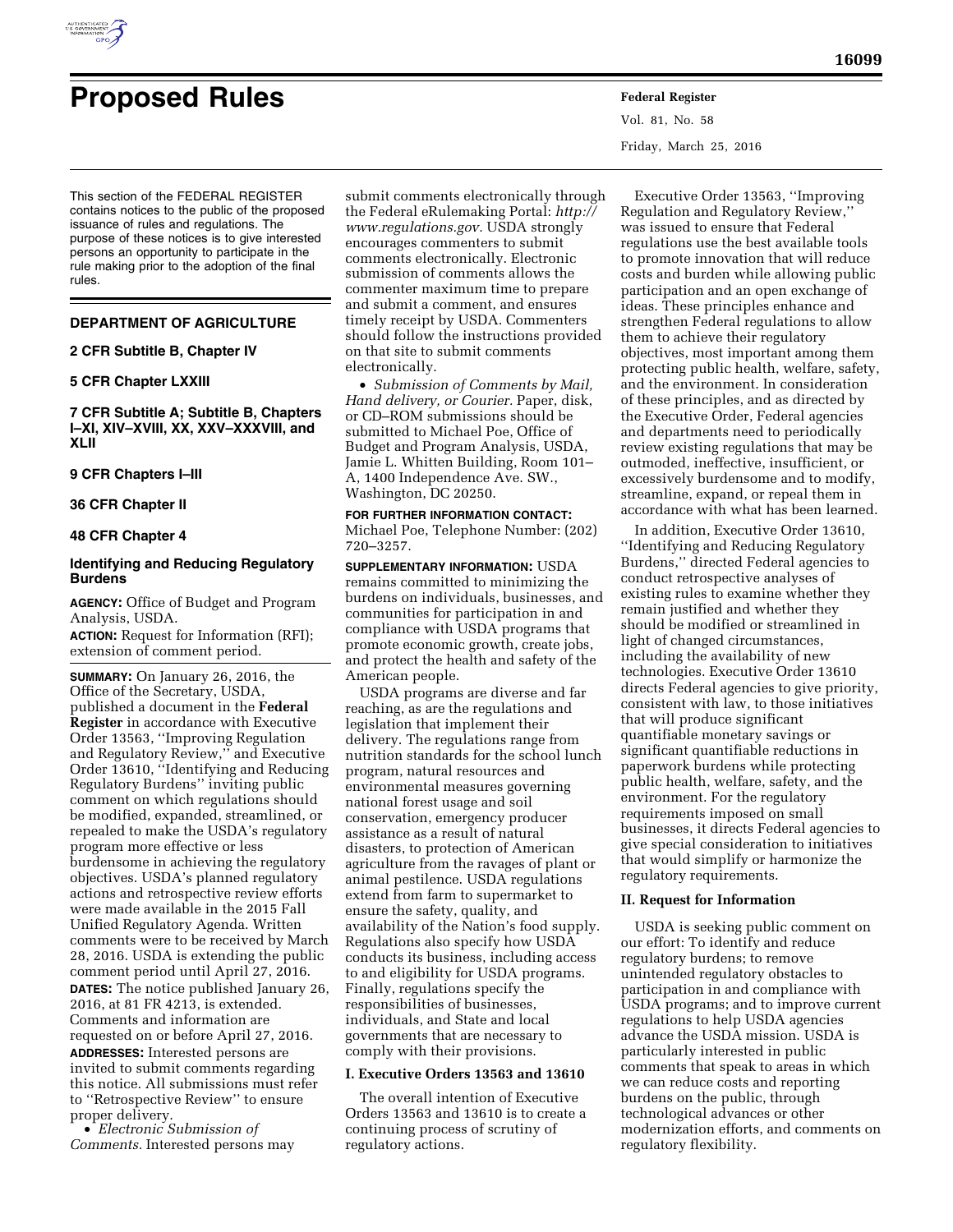# Proposed Rules

This section of the FEDERAL REGISTER contains notices to the public of the proposed issuance of rules and regulations. The purpose of these notices is to give interested persons an opportunity to participate in the rule making prior to the adoption of the final rules.

## DEPARTMENT OF AGRICULTURE

### 2 CFR Subtitle B, Chapter IV

### 5 CFR Chapter LXXIII

### 7 CFR Subtitle A; Subtitle B, Chapters I–XI, XIV–XVIII, XX, XXV–XXXVIII, and XLII

### 9 CFR Chapters I–III

### 36 CFR Chapter II

### 48 CFR Chapter 4

### Identifying and Reducing Regulatory Burdens

**AGENCY:** Office of Budget and Program Analysis, USDA.

**ACTION:** Request for Information (RFI); extension of comment period.

**SUMMARY:** On January 26, 2016, the Office of the Secretary, USDA, published a document in the **Federal Register** in accordance with Executive Order 13563, ''Improving Regulation and Regulatory Review,'' and Executive Order 13610, ''Identifying and Reducing Regulatory Burdens'' inviting public comment on which regulations should be modified, expanded, streamlined, or repealed to make the USDA's regulatory program more effective or less burdensome in achieving the regulatory objectives. USDA's planned regulatory actions and retrospective review efforts were made available in the 2015 Fall Unified Regulatory Agenda. Written comments were to be received by March 28, 2016. USDA is extending the public comment period until April 27, 2016.

**DATES:** The notice published January 26, 2016, at 81 FR 4213, is extended. Comments and information are requested on or before April 27, 2016.

**ADDRESSES:** Interested persons are invited to submit comments regarding this notice. All submissions must refer to ''Retrospective Review'' to ensure proper delivery.

- *Electronic Submission of Comments.* Interested persons may submit comments electronically through the Federal eRulemaking Portal: *http://www.regulations.gov.* USDA strongly encourages commenters to submit comments electronically. Electronic submission of comments allows the commenter maximum time to prepare and submit a comment, and ensures timely receipt by USDA. Commenters should follow the instructions provided on that site to submit comments electronically.
- *Submission of Comments by Mail, Hand delivery, or Courier.* Paper, disk, or CD–ROM submissions should be submitted to Michael Poe, Office of Budget and Program Analysis, USDA, Jamie L. Whitten Building, Room 101–A, 1400 Independence Ave. SW., Washington, DC 20250.

**FOR FURTHER INFORMATION CONTACT:** Michael Poe, Telephone Number: (202) 720–3257.

**SUPPLEMENTARY INFORMATION:** USDA remains committed to minimizing the burdens on individuals, businesses, and communities for participation in and compliance with USDA programs that promote economic growth, create jobs, and protect the health and safety of the American people.

USDA programs are diverse and far reaching, as are the regulations and legislation that implement their delivery. The regulations range from nutrition standards for the school lunch program, natural resources and environmental measures governing national forest usage and soil conservation, emergency producer assistance as a result of natural disasters, to protection of American agriculture from the ravages of plant or animal pestilence. USDA regulations extend from farm to supermarket to ensure the safety, quality, and availability of the Nation's food supply. Regulations also specify how USDA conducts its business, including access to and eligibility for USDA programs. Finally, regulations specify the responsibilities of businesses, individuals, and State and local governments that are necessary to comply with their provisions.

#### I. Executive Orders 13563 and 13610

The overall intention of Executive Orders 13563 and 13610 is to create a continuing process of scrutiny of regulatory actions.

Executive Order 13563, ''Improving Regulation and Regulatory Review,'' was issued to ensure that Federal regulations use the best available tools to promote innovation that will reduce costs and burden while allowing public participation and an open exchange of ideas. These principles enhance and strengthen Federal regulations to allow them to achieve their regulatory objectives, most important among them protecting public health, welfare, safety, and the environment. In consideration of these principles, and as directed by the Executive Order, Federal agencies and departments need to periodically review existing regulations that may be outmoded, ineffective, insufficient, or excessively burdensome and to modify, streamline, expand, or repeal them in accordance with what has been learned.

In addition, Executive Order 13610, ''Identifying and Reducing Regulatory Burdens,'' directed Federal agencies to conduct retrospective analyses of existing rules to examine whether they remain justified and whether they should be modified or streamlined in light of changed circumstances, including the availability of new technologies. Executive Order 13610 directs Federal agencies to give priority, consistent with law, to those initiatives that will produce significant quantifiable monetary savings or significant quantifiable reductions in paperwork burdens while protecting public health, welfare, safety, and the environment. For the regulatory requirements imposed on small businesses, it directs Federal agencies to give special consideration to initiatives that would simplify or harmonize the regulatory requirements.

#### II. Request for Information

USDA is seeking public comment on our effort: To identify and reduce regulatory burdens; to remove unintended regulatory obstacles to participation in and compliance with USDA programs; and to improve current regulations to help USDA agencies advance the USDA mission. USDA is particularly interested in public comments that speak to areas in which we can reduce costs and reporting burdens on the public, through technological advances or other modernization efforts, and comments on regulatory flexibility.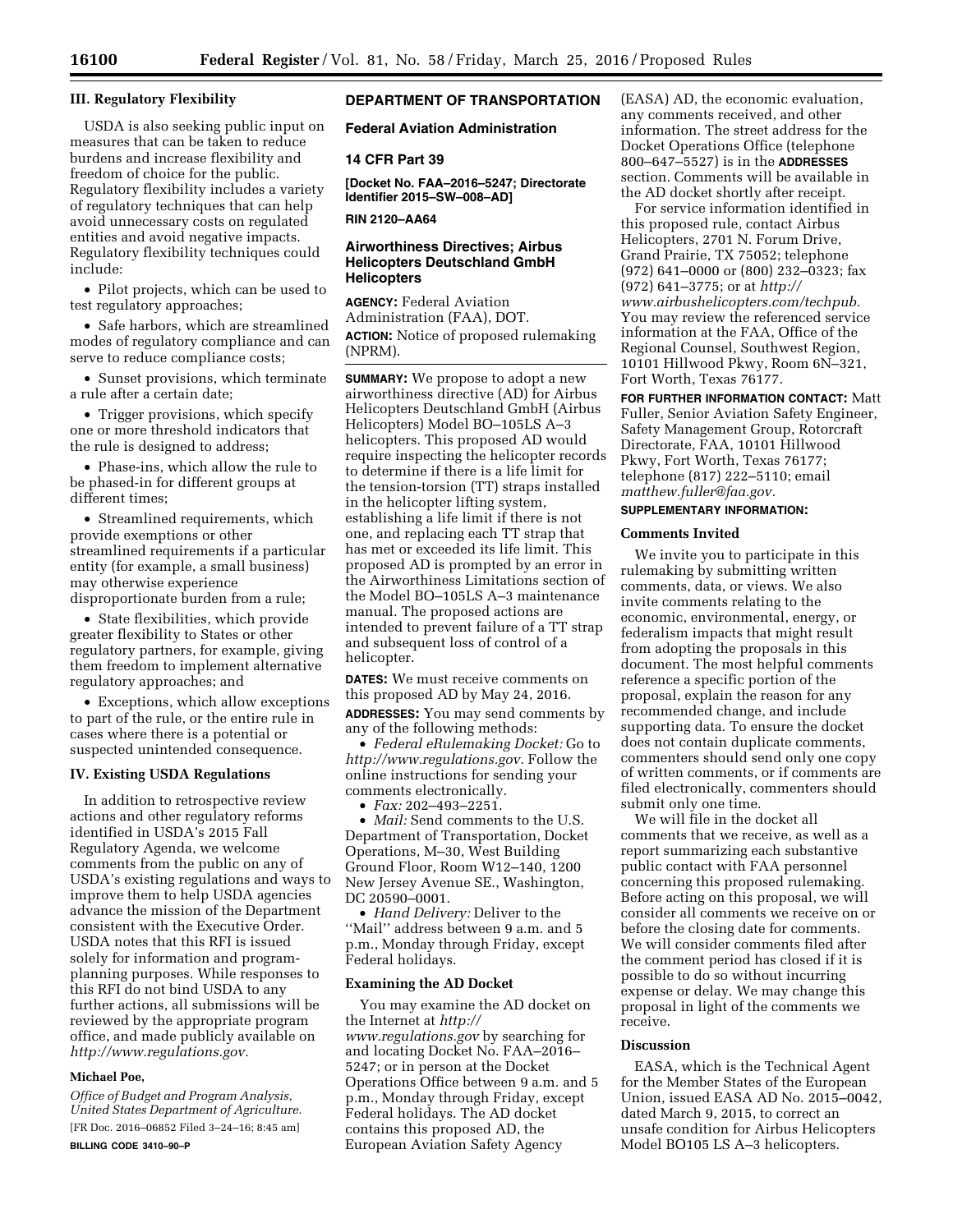### III. Regulatory Flexibility

USDA is also seeking public input on measures that can be taken to reduce burdens and increase flexibility and freedom of choice for the public. Regulatory flexibility includes a variety of regulatory techniques that can help avoid unnecessary costs on regulated entities and avoid negative impacts. Regulatory flexibility techniques could include:

- Pilot projects, which can be used to test regulatory approaches;
- Safe harbors, which are streamlined modes of regulatory compliance and can serve to reduce compliance costs;
- Sunset provisions, which terminate a rule after a certain date;
- Trigger provisions, which specify one or more threshold indicators that the rule is designed to address;
- Phase-ins, which allow the rule to be phased-in for different groups at different times;
- Streamlined requirements, which provide exemptions or other streamlined requirements if a particular entity (for example, a small business) may otherwise experience disproportionate burden from a rule;
- State flexibilities, which provide greater flexibility to States or other regulatory partners, for example, giving them freedom to implement alternative regulatory approaches; and
- Exceptions, which allow exceptions to part of the rule, or the entire rule in cases where there is a potential or suspected unintended consequence.

### IV. Existing USDA Regulations

In addition to retrospective review actions and other regulatory reforms identified in USDA's 2015 Fall Regulatory Agenda, we welcome comments from the public on any of USDA's existing regulations and ways to improve them to help USDA agencies advance the mission of the Department consistent with the Executive Order. USDA notes that this RFI is issued solely for information and program-planning purposes. While responses to this RFI do not bind USDA to any further actions, all submissions will be reviewed by the appropriate program office, and made publicly available on *http://www.regulations.gov.*

**Michael Poe,**

*Office of Budget and Program Analysis, United States Department of Agriculture.*

[FR Doc. 2016–06852 Filed 3–24–16; 8:45 am]

**BILLING CODE 3410–90–P**

## DEPARTMENT OF TRANSPORTATION

### Federal Aviation Administration

### 14 CFR Part 39

**[Docket No. FAA–2016–5247; Directorate Identifier 2015–SW–008–AD]**

**RIN 2120–AA64**

### Airworthiness Directives; Airbus Helicopters Deutschland GmbH Helicopters

**AGENCY:** Federal Aviation Administration (FAA), DOT.

**ACTION:** Notice of proposed rulemaking (NPRM).

**SUMMARY:** We propose to adopt a new airworthiness directive (AD) for Airbus Helicopters Deutschland GmbH (Airbus Helicopters) Model BO–105LS A–3 helicopters. This proposed AD would require inspecting the helicopter records to determine if there is a life limit for the tension-torsion (TT) straps installed in the helicopter lifting system, establishing a life limit if there is not one, and replacing each TT strap that has met or exceeded its life limit. This proposed AD is prompted by an error in the Airworthiness Limitations section of the Model BO–105LS A–3 maintenance manual. The proposed actions are intended to prevent failure of a TT strap and subsequent loss of control of a helicopter.

**DATES:** We must receive comments on this proposed AD by May 24, 2016.

**ADDRESSES:** You may send comments by any of the following methods:

- *Federal eRulemaking Docket:* Go to *http://www.regulations.gov.* Follow the online instructions for sending your comments electronically.
- *Fax:* 202–493–2251.
- *Mail:* Send comments to the U.S. Department of Transportation, Docket Operations, M–30, West Building Ground Floor, Room W12–140, 1200 New Jersey Avenue SE., Washington, DC 20590–0001.
- *Hand Delivery:* Deliver to the ''Mail'' address between 9 a.m. and 5 p.m., Monday through Friday, except Federal holidays.

#### Examining the AD Docket

You may examine the AD docket on the Internet at *http://www.regulations.gov* by searching for and locating Docket No. FAA–2016–5247; or in person at the Docket Operations Office between 9 a.m. and 5 p.m., Monday through Friday, except Federal holidays. The AD docket contains this proposed AD, the European Aviation Safety Agency (EASA) AD, the economic evaluation, any comments received, and other information. The street address for the Docket Operations Office (telephone 800–647–5527) is in the **ADDRESSES** section. Comments will be available in the AD docket shortly after receipt.

For service information identified in this proposed rule, contact Airbus Helicopters, 2701 N. Forum Drive, Grand Prairie, TX 75052; telephone (972) 641–0000 or (800) 232–0323; fax (972) 641–3775; or at *http://www.airbushelicopters.com/techpub.* You may review the referenced service information at the FAA, Office of the Regional Counsel, Southwest Region, 10101 Hillwood Pkwy, Room 6N–321, Fort Worth, Texas 76177.

**FOR FURTHER INFORMATION CONTACT:** Matt Fuller, Senior Aviation Safety Engineer, Safety Management Group, Rotorcraft Directorate, FAA, 10101 Hillwood Pkwy, Fort Worth, Texas 76177; telephone (817) 222–5110; email *matthew.fuller@faa.gov.*

**SUPPLEMENTARY INFORMATION:**

#### Comments Invited

We invite you to participate in this rulemaking by submitting written comments, data, or views. We also invite comments relating to the economic, environmental, energy, or federalism impacts that might result from adopting the proposals in this document. The most helpful comments reference a specific portion of the proposal, explain the reason for any recommended change, and include supporting data. To ensure the docket does not contain duplicate comments, commenters should send only one copy of written comments, or if comments are filed electronically, commenters should submit only one time.

We will file in the docket all comments that we receive, as well as a report summarizing each substantive public contact with FAA personnel concerning this proposed rulemaking. Before acting on this proposal, we will consider all comments we receive on or before the closing date for comments. We will consider comments filed after the comment period has closed if it is possible to do so without incurring expense or delay. We may change this proposal in light of the comments we receive.

#### Discussion

EASA, which is the Technical Agent for the Member States of the European Union, issued EASA AD No. 2015–0042, dated March 9, 2015, to correct an unsafe condition for Airbus Helicopters Model BO105 LS A–3 helicopters.